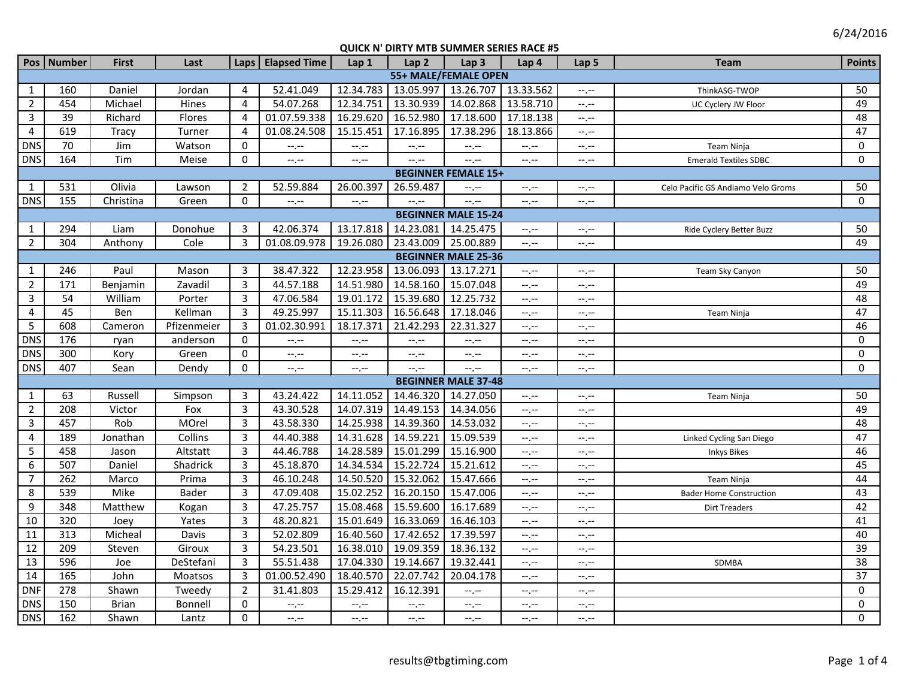# QUICK N' DIRTY MTB SUMMER SERIES RACE #5

6/24/2016

| Pos | Number | First | Last | Laps | Elapsed Time | Lap 1 | Lap 2 | Lap 3 | Lap 4 | Lap 5 | Team | Points |
|---|---|---|---|---|---|---|---|---|---|---|---|---|
| **55+ MALE/FEMALE OPEN** | | | | | | | | | | | | |
| 1 | 160 | Daniel | Jordan | 4 | 52.41.049 | 12.34.783 | 13.05.997 | 13.26.707 | 13.33.562 | --.-- | ThinkASG-TWOP | 50 |
| 2 | 454 | Michael | Hines | 4 | 54.07.268 | 12.34.751 | 13.30.939 | 14.02.868 | 13.58.710 | --.-- | UC Cyclery JW Floor | 49 |
| 3 | 39 | Richard | Flores | 4 | 01.07.59.338 | 16.29.620 | 16.52.980 | 17.18.600 | 17.18.138 | --.-- | | 48 |
| 4 | 619 | Tracy | Turner | 4 | 01.08.24.508 | 15.15.451 | 17.16.895 | 17.38.296 | 18.13.866 | --.-- | | 47 |
| DNS | 70 | Jim | Watson | 0 | --.-- | --.-- | --.-- | --.-- | --.-- | --.-- | Team Ninja | 0 |
| DNS | 164 | Tim | Meise | 0 | --.-- | --.-- | --.-- | --.-- | --.-- | --.-- | Emerald Textiles SDBC | 0 |
| **BEGINNER FEMALE 15+** | | | | | | | | | | | | |
| 1 | 531 | Olivia | Lawson | 2 | 52.59.884 | 26.00.397 | 26.59.487 | --.-- | --.-- | --.-- | Celo Pacific GS Andiamo Velo Groms | 50 |
| DNS | 155 | Christina | Green | 0 | --.-- | --.-- | --.-- | --.-- | --.-- | --.-- | | 0 |
| **BEGINNER MALE 15-24** | | | | | | | | | | | | |
| 1 | 294 | Liam | Donohue | 3 | 42.06.374 | 13.17.818 | 14.23.081 | 14.25.475 | --.-- | --.-- | Ride Cyclery Better Buzz | 50 |
| 2 | 304 | Anthony | Cole | 3 | 01.08.09.978 | 19.26.080 | 23.43.009 | 25.00.889 | --.-- | --.-- | | 49 |
| **BEGINNER MALE 25-36** | | | | | | | | | | | | |
| 1 | 246 | Paul | Mason | 3 | 38.47.322 | 12.23.958 | 13.06.093 | 13.17.271 | --.-- | --.-- | Team Sky Canyon | 50 |
| 2 | 171 | Benjamin | Zavadil | 3 | 44.57.188 | 14.51.980 | 14.58.160 | 15.07.048 | --.-- | --.-- | | 49 |
| 3 | 54 | William | Porter | 3 | 47.06.584 | 19.01.172 | 15.39.680 | 12.25.732 | --.-- | --.-- | | 48 |
| 4 | 45 | Ben | Kellman | 3 | 49.25.997 | 15.11.303 | 16.56.648 | 17.18.046 | --.-- | --.-- | Team Ninja | 47 |
| 5 | 608 | Cameron | Pfizenmeier | 3 | 01.02.30.991 | 18.17.371 | 21.42.293 | 22.31.327 | --.-- | --.-- | | 46 |
| DNS | 176 | ryan | anderson | 0 | --.-- | --.-- | --.-- | --.-- | --.-- | --.-- | | 0 |
| DNS | 300 | Kory | Green | 0 | --.-- | --.-- | --.-- | --.-- | --.-- | --.-- | | 0 |
| DNS | 407 | Sean | Dendy | 0 | --.-- | --.-- | --.-- | --.-- | --.-- | --.-- | | 0 |
| **BEGINNER MALE 37-48** | | | | | | | | | | | | |
| 1 | 63 | Russell | Simpson | 3 | 43.24.422 | 14.11.052 | 14.46.320 | 14.27.050 | --.-- | --.-- | Team Ninja | 50 |
| 2 | 208 | Victor | Fox | 3 | 43.30.528 | 14.07.319 | 14.49.153 | 14.34.056 | --.-- | --.-- | | 49 |
| 3 | 457 | Rob | MOrel | 3 | 43.58.330 | 14.25.938 | 14.39.360 | 14.53.032 | --.-- | --.-- | | 48 |
| 4 | 189 | Jonathan | Collins | 3 | 44.40.388 | 14.31.628 | 14.59.221 | 15.09.539 | --.-- | --.-- | Linked Cycling San Diego | 47 |
| 5 | 458 | Jason | Altstatt | 3 | 44.46.788 | 14.28.589 | 15.01.299 | 15.16.900 | --.-- | --.-- | Inkys Bikes | 46 |
| 6 | 507 | Daniel | Shadrick | 3 | 45.18.870 | 14.34.534 | 15.22.724 | 15.21.612 | --.-- | --.-- | | 45 |
| 7 | 262 | Marco | Prima | 3 | 46.10.248 | 14.50.520 | 15.32.062 | 15.47.666 | --.-- | --.-- | Team Ninja | 44 |
| 8 | 539 | Mike | Bader | 3 | 47.09.408 | 15.02.252 | 16.20.150 | 15.47.006 | --.-- | --.-- | Bader Home Construction | 43 |
| 9 | 348 | Matthew | Kogan | 3 | 47.25.757 | 15.08.468 | 15.59.600 | 16.17.689 | --.-- | --.-- | Dirt Treaders | 42 |
| 10 | 320 | Joey | Yates | 3 | 48.20.821 | 15.01.649 | 16.33.069 | 16.46.103 | --.-- | --.-- | | 41 |
| 11 | 313 | Micheal | Davis | 3 | 52.02.809 | 16.40.560 | 17.42.652 | 17.39.597 | --.-- | --.-- | | 40 |
| 12 | 209 | Steven | Giroux | 3 | 54.23.501 | 16.38.010 | 19.09.359 | 18.36.132 | --.-- | --.-- | | 39 |
| 13 | 596 | Joe | DeStefani | 3 | 55.51.438 | 17.04.330 | 19.14.667 | 19.32.441 | --.-- | --.-- | SDMBA | 38 |
| 14 | 165 | John | Moatsos | 3 | 01.00.52.490 | 18.40.570 | 22.07.742 | 20.04.178 | --.-- | --.-- | | 37 |
| DNF | 278 | Shawn | Tweedy | 2 | 31.41.803 | 15.29.412 | 16.12.391 | --.-- | --.-- | --.-- | | 0 |
| DNS | 150 | Brian | Bonnell | 0 | --.-- | --.-- | --.-- | --.-- | --.-- | --.-- | | 0 |
| DNS | 162 | Shawn | Lantz | 0 | --.-- | --.-- | --.-- | --.-- | --.-- | --.-- | | 0 |

results@tbgtiming.com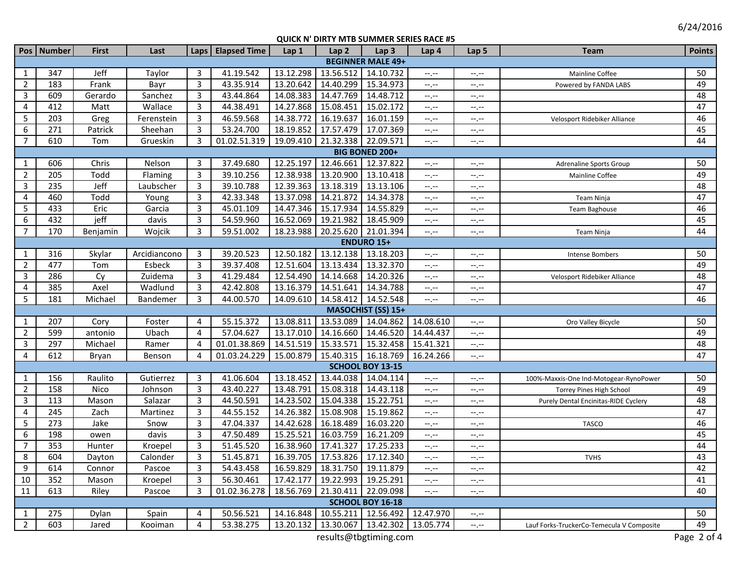6/24/2016

## QUICK N' DIRTY MTB SUMMER SERIES RACE #5

| Pos | Number | First | Last | Laps | Elapsed Time | Lap 1 | Lap 2 | Lap 3 | Lap 4 | Lap 5 | Team | Points |
|---|---|---|---|---|---|---|---|---|---|---|---|---|
| **BEGINNER MALE 49+** | | | | | | | | | | | | |
| 1 | 347 | Jeff | Taylor | 3 | 41.19.542 | 13.12.298 | 13.56.512 | 14.10.732 | --.-- | --.-- | Mainline Coffee | 50 |
| 2 | 183 | Frank | Bayr | 3 | 43.35.914 | 13.20.642 | 14.40.299 | 15.34.973 | --.-- | --.-- | Powered by FANDA LABS | 49 |
| 3 | 609 | Gerardo | Sanchez | 3 | 43.44.864 | 14.08.383 | 14.47.769 | 14.48.712 | --.-- | --.-- | | 48 |
| 4 | 412 | Matt | Wallace | 3 | 44.38.491 | 14.27.868 | 15.08.451 | 15.02.172 | --.-- | --.-- | | 47 |
| 5 | 203 | Greg | Ferenstein | 3 | 46.59.568 | 14.38.772 | 16.19.637 | 16.01.159 | --.-- | --.-- | Velosport Ridebiker Alliance | 46 |
| 6 | 271 | Patrick | Sheehan | 3 | 53.24.700 | 18.19.852 | 17.57.479 | 17.07.369 | --.-- | --.-- | | 45 |
| 7 | 610 | Tom | Grueskin | 3 | 01.02.51.319 | 19.09.410 | 21.32.338 | 22.09.571 | --.-- | --.-- | | 44 |
| **BIG BONED 200+** | | | | | | | | | | | | |
| 1 | 606 | Chris | Nelson | 3 | 37.49.680 | 12.25.197 | 12.46.661 | 12.37.822 | --.-- | --.-- | Adrenaline Sports Group | 50 |
| 2 | 205 | Todd | Flaming | 3 | 39.10.256 | 12.38.938 | 13.20.900 | 13.10.418 | --.-- | --.-- | Mainline Coffee | 49 |
| 3 | 235 | Jeff | Laubscher | 3 | 39.10.788 | 12.39.363 | 13.18.319 | 13.13.106 | --.-- | --.-- | | 48 |
| 4 | 460 | Todd | Young | 3 | 42.33.348 | 13.37.098 | 14.21.872 | 14.34.378 | --.-- | --.-- | Team Ninja | 47 |
| 5 | 433 | Eric | Garcia | 3 | 45.01.109 | 14.47.346 | 15.17.934 | 14.55.829 | --.-- | --.-- | Team Baghouse | 46 |
| 6 | 432 | jeff | davis | 3 | 54.59.960 | 16.52.069 | 19.21.982 | 18.45.909 | --.-- | --.-- | | 45 |
| 7 | 170 | Benjamin | Wojcik | 3 | 59.51.002 | 18.23.988 | 20.25.620 | 21.01.394 | --.-- | --.-- | Team Ninja | 44 |
| **ENDURO 15+** | | | | | | | | | | | | |
| 1 | 316 | Skylar | Arcidiancono | 3 | 39.20.523 | 12.50.182 | 13.12.138 | 13.18.203 | --.-- | --.-- | Intense Bombers | 50 |
| 2 | 477 | Tom | Esbeck | 3 | 39.37.408 | 12.51.604 | 13.13.434 | 13.32.370 | --.-- | --.-- | | 49 |
| 3 | 286 | Cy | Zuidema | 3 | 41.29.484 | 12.54.490 | 14.14.668 | 14.20.326 | --.-- | --.-- | Velosport Ridebiker Alliance | 48 |
| 4 | 385 | Axel | Wadlund | 3 | 42.42.808 | 13.16.379 | 14.51.641 | 14.34.788 | --.-- | --.-- | | 47 |
| 5 | 181 | Michael | Bandemer | 3 | 44.00.570 | 14.09.610 | 14.58.412 | 14.52.548 | --.-- | --.-- | | 46 |
| **MASOCHIST (SS) 15+** | | | | | | | | | | | | |
| 1 | 207 | Cory | Foster | 4 | 55.15.372 | 13.08.811 | 13.53.089 | 14.04.862 | 14.08.610 | --.-- | Oro Valley Bicycle | 50 |
| 2 | 599 | antonio | Ubach | 4 | 57.04.627 | 13.17.010 | 14.16.660 | 14.46.520 | 14.44.437 | --.-- | | 49 |
| 3 | 297 | Michael | Ramer | 4 | 01.01.38.869 | 14.51.519 | 15.33.571 | 15.32.458 | 15.41.321 | --.-- | | 48 |
| 4 | 612 | Bryan | Benson | 4 | 01.03.24.229 | 15.00.879 | 15.40.315 | 16.18.769 | 16.24.266 | --.-- | | 47 |
| **SCHOOL BOY 13-15** | | | | | | | | | | | | |
| 1 | 156 | Raulito | Gutierrez | 3 | 41.06.604 | 13.18.452 | 13.44.038 | 14.04.114 | --.-- | --.-- | 100%-Maxxis-One Ind-Motogear-RynoPower | 50 |
| 2 | 158 | Nico | Johnson | 3 | 43.40.227 | 13.48.791 | 15.08.318 | 14.43.118 | --.-- | --.-- | Torrey Pines High School | 49 |
| 3 | 113 | Mason | Salazar | 3 | 44.50.591 | 14.23.502 | 15.04.338 | 15.22.751 | --.-- | --.-- | Purely Dental Encinitas-RIDE Cyclery | 48 |
| 4 | 245 | Zach | Martinez | 3 | 44.55.152 | 14.26.382 | 15.08.908 | 15.19.862 | --.-- | --.-- | | 47 |
| 5 | 273 | Jake | Snow | 3 | 47.04.337 | 14.42.628 | 16.18.489 | 16.03.220 | --.-- | --.-- | TASCO | 46 |
| 6 | 198 | owen | davis | 3 | 47.50.489 | 15.25.521 | 16.03.759 | 16.21.209 | --.-- | --.-- | | 45 |
| 7 | 353 | Hunter | Kroepel | 3 | 51.45.520 | 16.38.960 | 17.41.327 | 17.25.233 | --.-- | --.-- | | 44 |
| 8 | 604 | Dayton | Calonder | 3 | 51.45.871 | 16.39.705 | 17.53.826 | 17.12.340 | --.-- | --.-- | TVHS | 43 |
| 9 | 614 | Connor | Pascoe | 3 | 54.43.458 | 16.59.829 | 18.31.750 | 19.11.879 | --.-- | --.-- | | 42 |
| 10 | 352 | Mason | Kroepel | 3 | 56.30.461 | 17.42.177 | 19.22.993 | 19.25.291 | --.-- | --.-- | | 41 |
| 11 | 613 | Riley | Pascoe | 3 | 01.02.36.278 | 18.56.769 | 21.30.411 | 22.09.098 | --.-- | --.-- | | 40 |
| **SCHOOL BOY 16-18** | | | | | | | | | | | | |
| 1 | 275 | Dylan | Spain | 4 | 50.56.521 | 14.16.848 | 10.55.211 | 12.56.492 | 12.47.970 | --.-- | | 50 |
| 2 | 603 | Jared | Kooiman | 4 | 53.38.275 | 13.20.132 | 13.30.067 | 13.42.302 | 13.05.774 | --.-- | Lauf Forks-TruckerCo-Temecula V Composite | 49 |

results@tbgtiming.com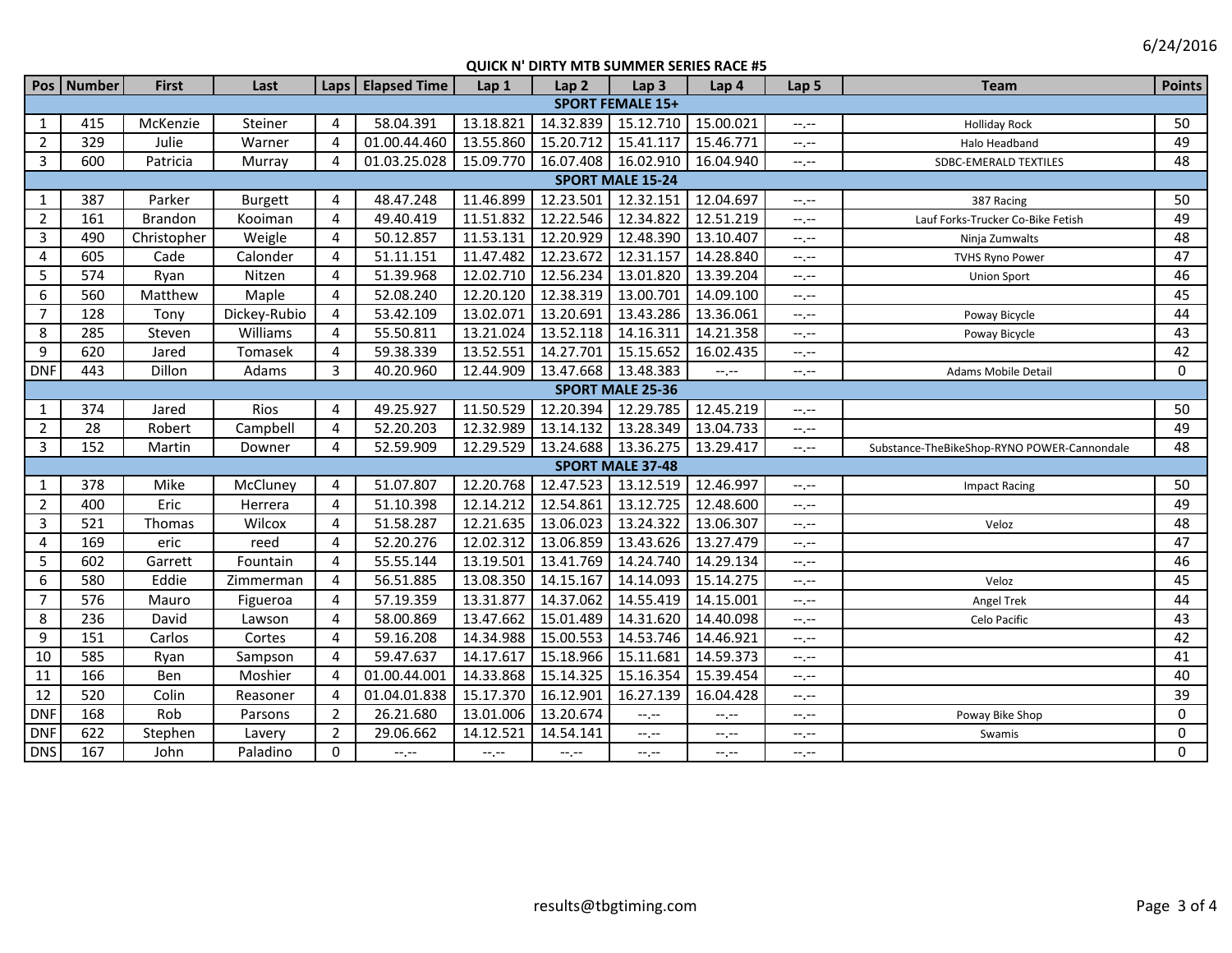6/24/2016

## QUICK N' DIRTY MTB SUMMER SERIES RACE #5

| Pos | Number | First | Last | Laps | Elapsed Time | Lap 1 | Lap 2 | Lap 3 | Lap 4 | Lap 5 | Team | Points |
|---|---|---|---|---|---|---|---|---|---|---|---|---|
| **SPORT FEMALE 15+** | | | | | | | | | | | | |
| 1 | 415 | McKenzie | Steiner | 4 | 58.04.391 | 13.18.821 | 14.32.839 | 15.12.710 | 15.00.021 | --.-- | Holliday Rock | 50 |
| 2 | 329 | Julie | Warner | 4 | 01.00.44.460 | 13.55.860 | 15.20.712 | 15.41.117 | 15.46.771 | --.-- | Halo Headband | 49 |
| 3 | 600 | Patricia | Murray | 4 | 01.03.25.028 | 15.09.770 | 16.07.408 | 16.02.910 | 16.04.940 | --.-- | SDBC-EMERALD TEXTILES | 48 |
| **SPORT MALE 15-24** | | | | | | | | | | | | |
| 1 | 387 | Parker | Burgett | 4 | 48.47.248 | 11.46.899 | 12.23.501 | 12.32.151 | 12.04.697 | --.-- | 387 Racing | 50 |
| 2 | 161 | Brandon | Kooiman | 4 | 49.40.419 | 11.51.832 | 12.22.546 | 12.34.822 | 12.51.219 | --.-- | Lauf Forks-Trucker Co-Bike Fetish | 49 |
| 3 | 490 | Christopher | Weigle | 4 | 50.12.857 | 11.53.131 | 12.20.929 | 12.48.390 | 13.10.407 | --.-- | Ninja Zumwalts | 48 |
| 4 | 605 | Cade | Calonder | 4 | 51.11.151 | 11.47.482 | 12.23.672 | 12.31.157 | 14.28.840 | --.-- | TVHS Ryno Power | 47 |
| 5 | 574 | Ryan | Nitzen | 4 | 51.39.968 | 12.02.710 | 12.56.234 | 13.01.820 | 13.39.204 | --.-- | Union Sport | 46 |
| 6 | 560 | Matthew | Maple | 4 | 52.08.240 | 12.20.120 | 12.38.319 | 13.00.701 | 14.09.100 | --.-- | | 45 |
| 7 | 128 | Tony | Dickey-Rubio | 4 | 53.42.109 | 13.02.071 | 13.20.691 | 13.43.286 | 13.36.061 | --.-- | Poway Bicycle | 44 |
| 8 | 285 | Steven | Williams | 4 | 55.50.811 | 13.21.024 | 13.52.118 | 14.16.311 | 14.21.358 | --.-- | Poway Bicycle | 43 |
| 9 | 620 | Jared | Tomasek | 4 | 59.38.339 | 13.52.551 | 14.27.701 | 15.15.652 | 16.02.435 | --.-- | | 42 |
| DNF | 443 | Dillon | Adams | 3 | 40.20.960 | 12.44.909 | 13.47.668 | 13.48.383 | --.-- | --.-- | Adams Mobile Detail | 0 |
| **SPORT MALE 25-36** | | | | | | | | | | | | |
| 1 | 374 | Jared | Rios | 4 | 49.25.927 | 11.50.529 | 12.20.394 | 12.29.785 | 12.45.219 | --.-- | | 50 |
| 2 | 28 | Robert | Campbell | 4 | 52.20.203 | 12.32.989 | 13.14.132 | 13.28.349 | 13.04.733 | --.-- | | 49 |
| 3 | 152 | Martin | Downer | 4 | 52.59.909 | 12.29.529 | 13.24.688 | 13.36.275 | 13.29.417 | --.-- | Substance-TheBikeShop-RYNO POWER-Cannondale | 48 |
| **SPORT MALE 37-48** | | | | | | | | | | | | |
| 1 | 378 | Mike | McCluney | 4 | 51.07.807 | 12.20.768 | 12.47.523 | 13.12.519 | 12.46.997 | --.-- | Impact Racing | 50 |
| 2 | 400 | Eric | Herrera | 4 | 51.10.398 | 12.14.212 | 12.54.861 | 13.12.725 | 12.48.600 | --.-- | | 49 |
| 3 | 521 | Thomas | Wilcox | 4 | 51.58.287 | 12.21.635 | 13.06.023 | 13.24.322 | 13.06.307 | --.-- | Veloz | 48 |
| 4 | 169 | eric | reed | 4 | 52.20.276 | 12.02.312 | 13.06.859 | 13.43.626 | 13.27.479 | --.-- | | 47 |
| 5 | 602 | Garrett | Fountain | 4 | 55.55.144 | 13.19.501 | 13.41.769 | 14.24.740 | 14.29.134 | --.-- | | 46 |
| 6 | 580 | Eddie | Zimmerman | 4 | 56.51.885 | 13.08.350 | 14.15.167 | 14.14.093 | 15.14.275 | --.-- | Veloz | 45 |
| 7 | 576 | Mauro | Figueroa | 4 | 57.19.359 | 13.31.877 | 14.37.062 | 14.55.419 | 14.15.001 | --.-- | Angel Trek | 44 |
| 8 | 236 | David | Lawson | 4 | 58.00.869 | 13.47.662 | 15.01.489 | 14.31.620 | 14.40.098 | --.-- | Celo Pacific | 43 |
| 9 | 151 | Carlos | Cortes | 4 | 59.16.208 | 14.34.988 | 15.00.553 | 14.53.746 | 14.46.921 | --.-- | | 42 |
| 10 | 585 | Ryan | Sampson | 4 | 59.47.637 | 14.17.617 | 15.18.966 | 15.11.681 | 14.59.373 | --.-- | | 41 |
| 11 | 166 | Ben | Moshier | 4 | 01.00.44.001 | 14.33.868 | 15.14.325 | 15.16.354 | 15.39.454 | --.-- | | 40 |
| 12 | 520 | Colin | Reasoner | 4 | 01.04.01.838 | 15.17.370 | 16.12.901 | 16.27.139 | 16.04.428 | --.-- | | 39 |
| DNF | 168 | Rob | Parsons | 2 | 26.21.680 | 13.01.006 | 13.20.674 | --.-- | --.-- | --.-- | Poway Bike Shop | 0 |
| DNF | 622 | Stephen | Lavery | 2 | 29.06.662 | 14.12.521 | 14.54.141 | --.-- | --.-- | --.-- | Swamis | 0 |
| DNS | 167 | John | Paladino | 0 | --.-- | --.-- | --.-- | --.-- | --.-- | --.-- | | 0 |

results@tbgtiming.com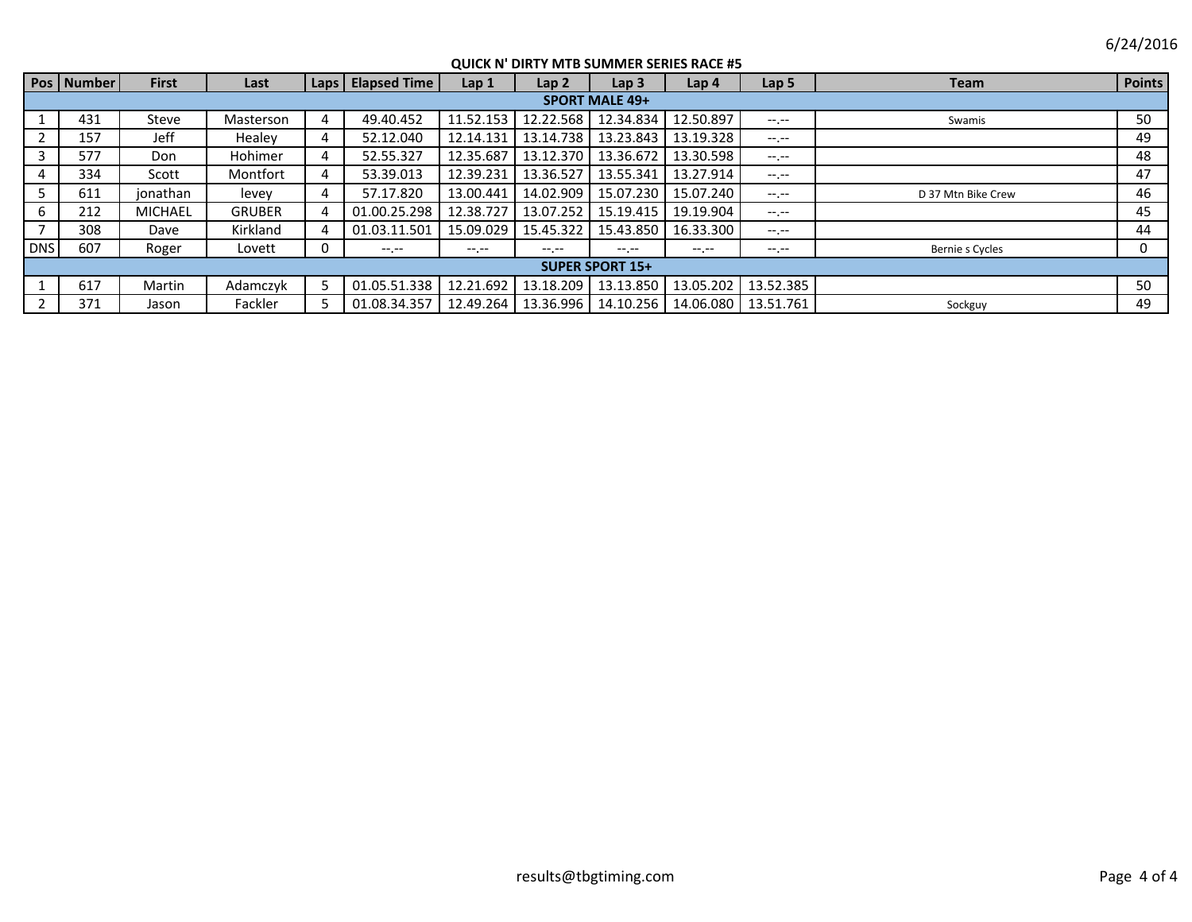6/24/2016

**QUICK N' DIRTY MTB SUMMER SERIES RACE #5**

| Pos | Number | First | Last | Laps | Elapsed Time | Lap 1 | Lap 2 | Lap 3 | Lap 4 | Lap 5 | Team | Points |
|---|---|---|---|---|---|---|---|---|---|---|---|---|
| **SPORT MALE 49+** | | | | | | | | | | | | |
| 1 | 431 | Steve | Masterson | 4 | 49.40.452 | 11.52.153 | 12.22.568 | 12.34.834 | 12.50.897 | --.-- | Swamis | 50 |
| 2 | 157 | Jeff | Healey | 4 | 52.12.040 | 12.14.131 | 13.14.738 | 13.23.843 | 13.19.328 | --.-- | | 49 |
| 3 | 577 | Don | Hohimer | 4 | 52.55.327 | 12.35.687 | 13.12.370 | 13.36.672 | 13.30.598 | --.-- | | 48 |
| 4 | 334 | Scott | Montfort | 4 | 53.39.013 | 12.39.231 | 13.36.527 | 13.55.341 | 13.27.914 | --.-- | | 47 |
| 5 | 611 | jonathan | levey | 4 | 57.17.820 | 13.00.441 | 14.02.909 | 15.07.230 | 15.07.240 | --.-- | D 37 Mtn Bike Crew | 46 |
| 6 | 212 | MICHAEL | GRUBER | 4 | 01.00.25.298 | 12.38.727 | 13.07.252 | 15.19.415 | 19.19.904 | --.-- | | 45 |
| 7 | 308 | Dave | Kirkland | 4 | 01.03.11.501 | 15.09.029 | 15.45.322 | 15.43.850 | 16.33.300 | --.-- | | 44 |
| DNS | 607 | Roger | Lovett | 0 | --.-- | --.-- | --.-- | --.-- | --.-- | --.-- | Bernie s Cycles | 0 |
| **SUPER SPORT 15+** | | | | | | | | | | | | |
| 1 | 617 | Martin | Adamczyk | 5 | 01.05.51.338 | 12.21.692 | 13.18.209 | 13.13.850 | 13.05.202 | 13.52.385 | | 50 |
| 2 | 371 | Jason | Fackler | 5 | 01.08.34.357 | 12.49.264 | 13.36.996 | 14.10.256 | 14.06.080 | 13.51.761 | Sockguy | 49 |

results@tbgtiming.com